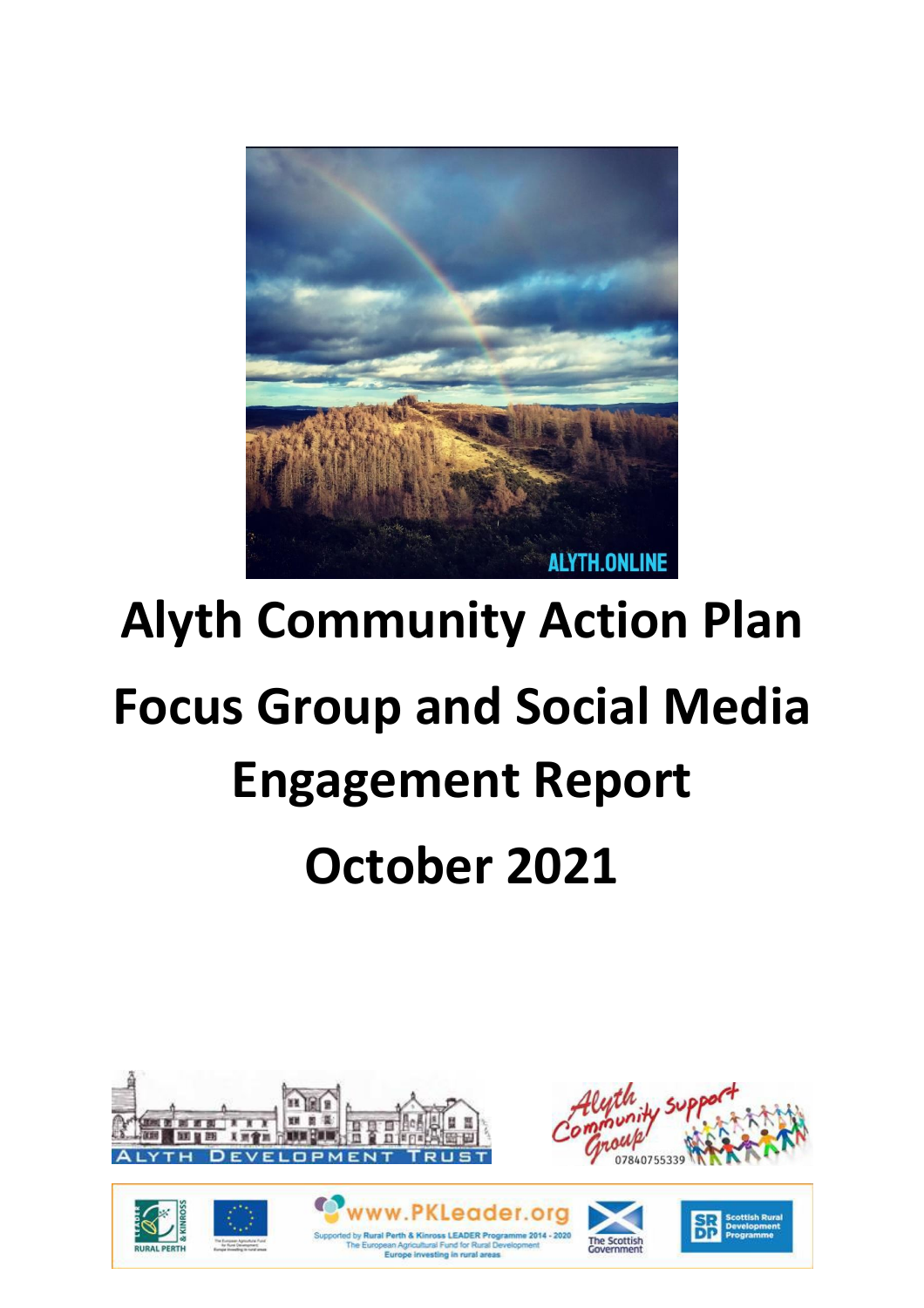# Alyth Community Action Plan

# Focus Group and Social Media Engagement Report

# October 2021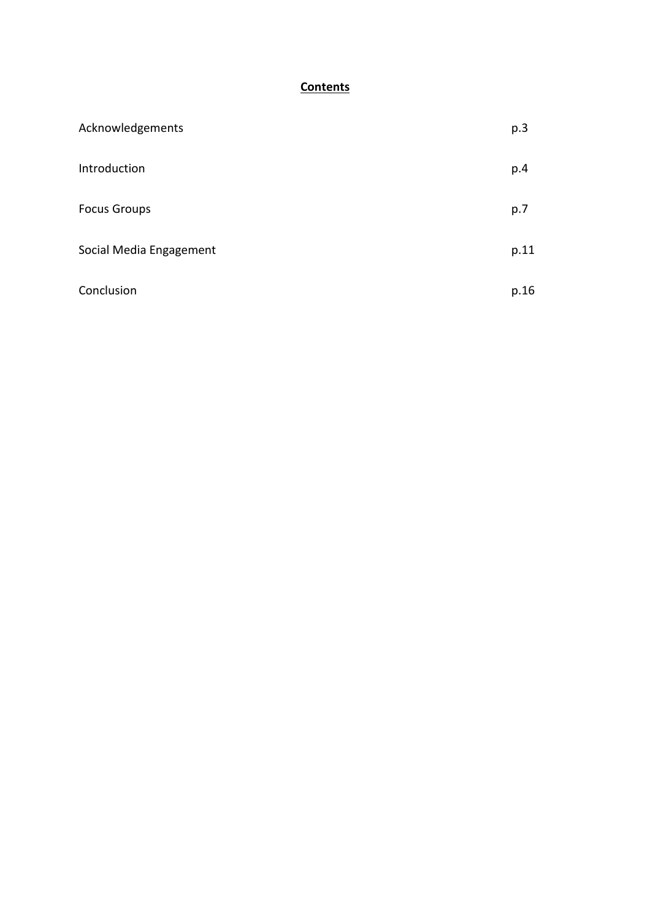## **Contents**

| | |
|---|---|
| Acknowledgements | p.3 |
| Introduction | p.4 |
| Focus Groups | p.7 |
| Social Media Engagement | p.11 |
| Conclusion | p.16 |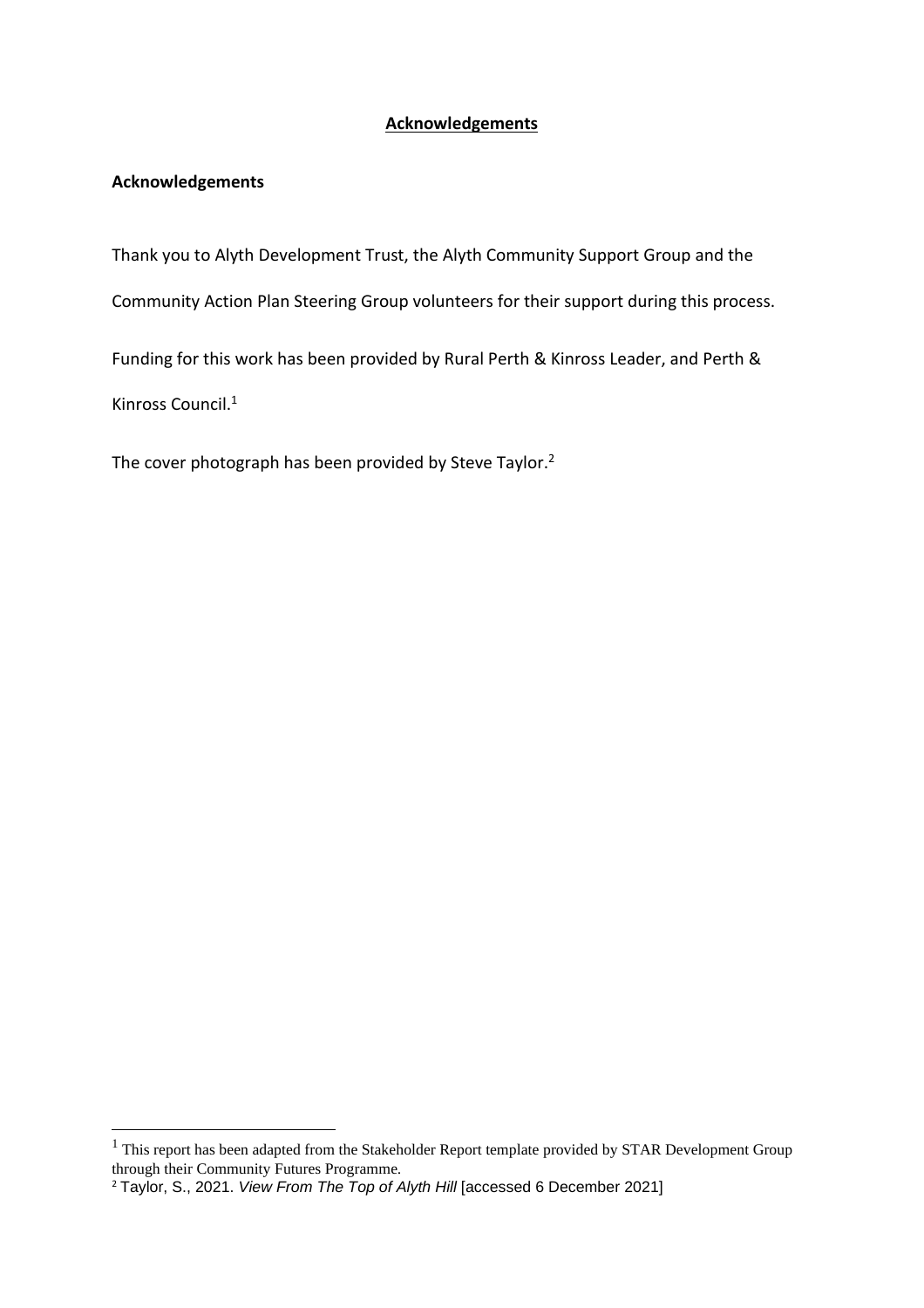# Acknowledgements

## Acknowledgements

Thank you to Alyth Development Trust, the Alyth Community Support Group and the Community Action Plan Steering Group volunteers for their support during this process.

Funding for this work has been provided by Rural Perth & Kinross Leader, and Perth & Kinross Council.[1]

The cover photograph has been provided by Steve Taylor.[2]

---

[1] This report has been adapted from the Stakeholder Report template provided by STAR Development Group through their Community Futures Programme.

[2] Taylor, S., 2021. *View From The Top of Alyth Hill* [accessed 6 December 2021]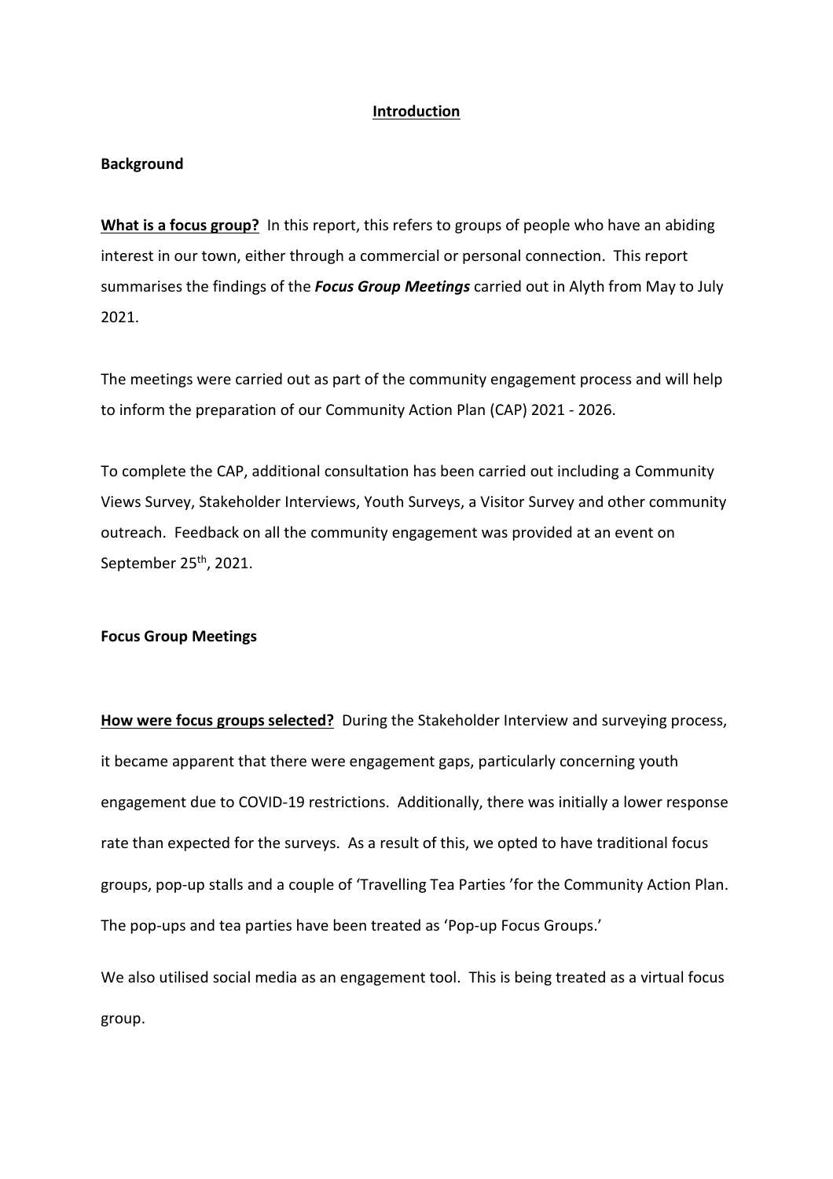# Introduction

## Background

**What is a focus group?** In this report, this refers to groups of people who have an abiding interest in our town, either through a commercial or personal connection. This report summarises the findings of the ***Focus Group Meetings*** carried out in Alyth from May to July 2021.

The meetings were carried out as part of the community engagement process and will help to inform the preparation of our Community Action Plan (CAP) 2021 - 2026.

To complete the CAP, additional consultation has been carried out including a Community Views Survey, Stakeholder Interviews, Youth Surveys, a Visitor Survey and other community outreach. Feedback on all the community engagement was provided at an event on September 25th, 2021.

## Focus Group Meetings

**How were focus groups selected?** During the Stakeholder Interview and surveying process, it became apparent that there were engagement gaps, particularly concerning youth engagement due to COVID-19 restrictions. Additionally, there was initially a lower response rate than expected for the surveys. As a result of this, we opted to have traditional focus groups, pop-up stalls and a couple of 'Travelling Tea Parties 'for the Community Action Plan. The pop-ups and tea parties have been treated as 'Pop-up Focus Groups.'

We also utilised social media as an engagement tool. This is being treated as a virtual focus group.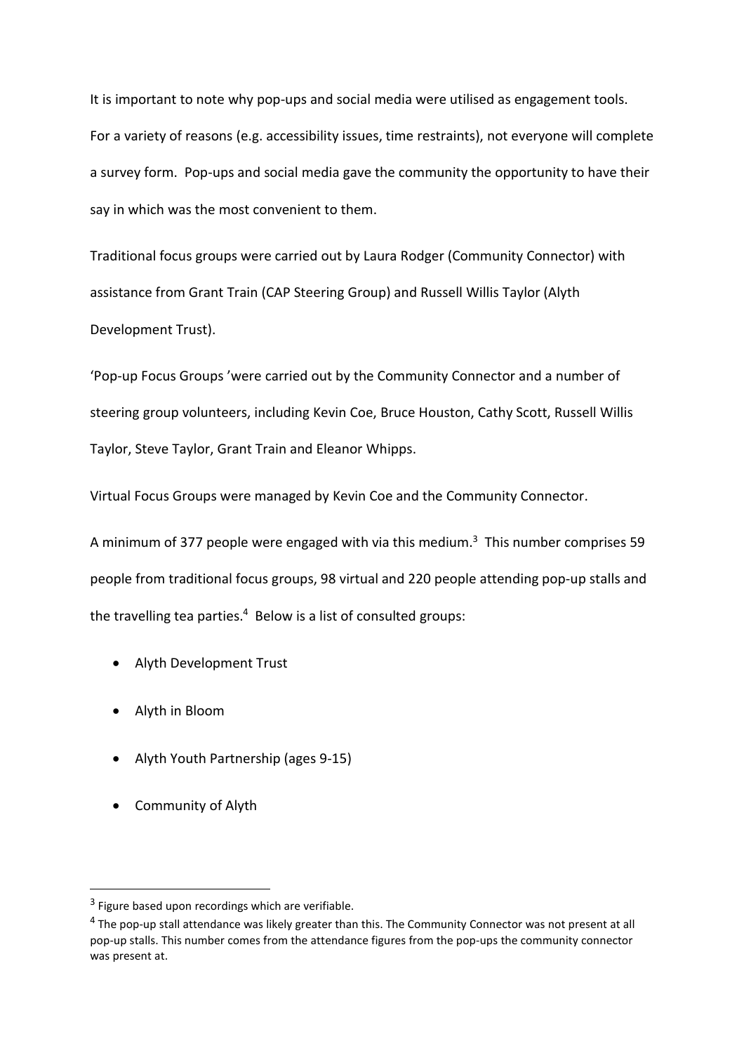It is important to note why pop-ups and social media were utilised as engagement tools. For a variety of reasons (e.g. accessibility issues, time restraints), not everyone will complete a survey form. Pop-ups and social media gave the community the opportunity to have their say in which was the most convenient to them.

Traditional focus groups were carried out by Laura Rodger (Community Connector) with assistance from Grant Train (CAP Steering Group) and Russell Willis Taylor (Alyth Development Trust).

'Pop-up Focus Groups 'were carried out by the Community Connector and a number of steering group volunteers, including Kevin Coe, Bruce Houston, Cathy Scott, Russell Willis Taylor, Steve Taylor, Grant Train and Eleanor Whipps.

Virtual Focus Groups were managed by Kevin Coe and the Community Connector.

A minimum of 377 people were engaged with via this medium.[3] This number comprises 59 people from traditional focus groups, 98 virtual and 220 people attending pop-up stalls and the travelling tea parties.[4] Below is a list of consulted groups:

- Alyth Development Trust
- Alyth in Bloom
- Alyth Youth Partnership (ages 9-15)
- Community of Alyth

---

[3] Figure based upon recordings which are verifiable.

[4] The pop-up stall attendance was likely greater than this. The Community Connector was not present at all pop-up stalls. This number comes from the attendance figures from the pop-ups the community connector was present at.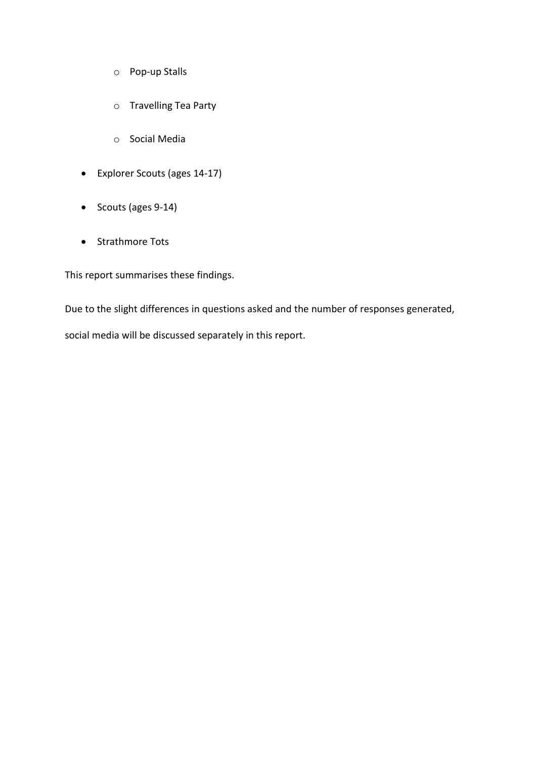- Pop-up Stalls
    - Travelling Tea Party
    - Social Media
- Explorer Scouts (ages 14-17)
- Scouts (ages 9-14)
- Strathmore Tots

This report summarises these findings.

Due to the slight differences in questions asked and the number of responses generated, social media will be discussed separately in this report.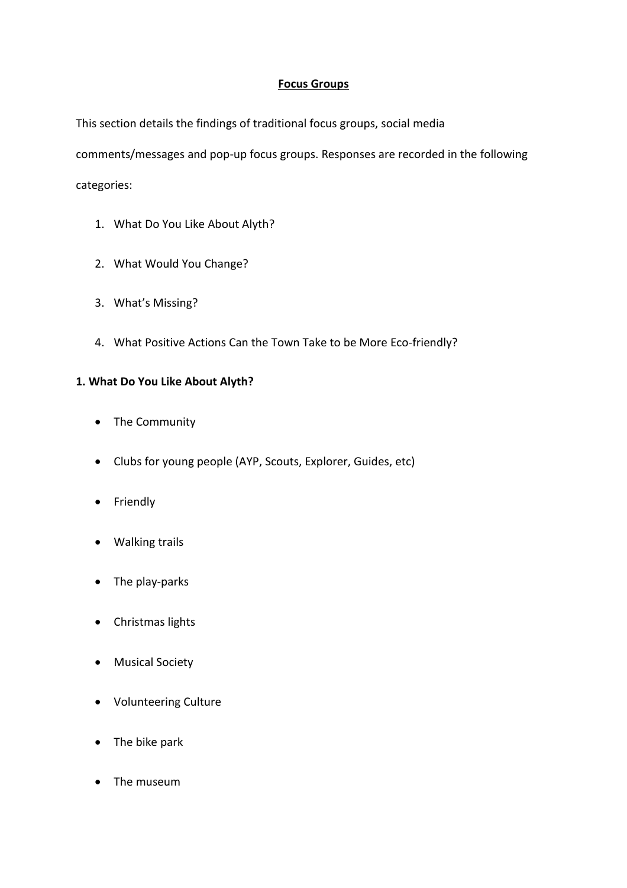## Focus Groups

This section details the findings of traditional focus groups, social media comments/messages and pop-up focus groups. Responses are recorded in the following categories:

1. What Do You Like About Alyth?
2. What Would You Change?
3. What's Missing?
4. What Positive Actions Can the Town Take to be More Eco-friendly?

### 1. What Do You Like About Alyth?

- The Community
- Clubs for young people (AYP, Scouts, Explorer, Guides, etc)
- Friendly
- Walking trails
- The play-parks
- Christmas lights
- Musical Society
- Volunteering Culture
- The bike park
- The museum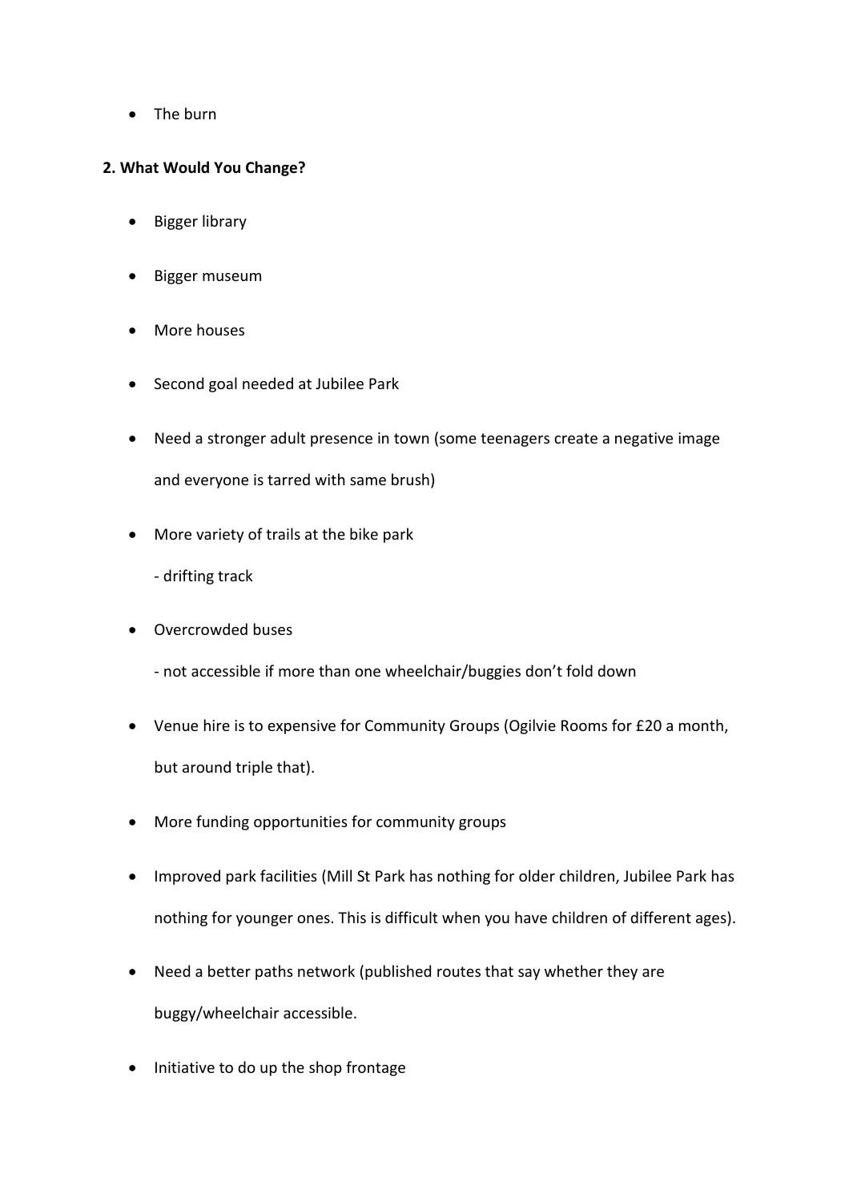- The burn

**2. What Would You Change?**

- Bigger library
- Bigger museum
- More houses
- Second goal needed at Jubilee Park
- Need a stronger adult presence in town (some teenagers create a negative image and everyone is tarred with same brush)
- More variety of trails at the bike park
  - drifting track
- Overcrowded buses
  - not accessible if more than one wheelchair/buggies don't fold down
- Venue hire is to expensive for Community Groups (Ogilvie Rooms for £20 a month, but around triple that).
- More funding opportunities for community groups
- Improved park facilities (Mill St Park has nothing for older children, Jubilee Park has nothing for younger ones. This is difficult when you have children of different ages).
- Need a better paths network (published routes that say whether they are buggy/wheelchair accessible.
- Initiative to do up the shop frontage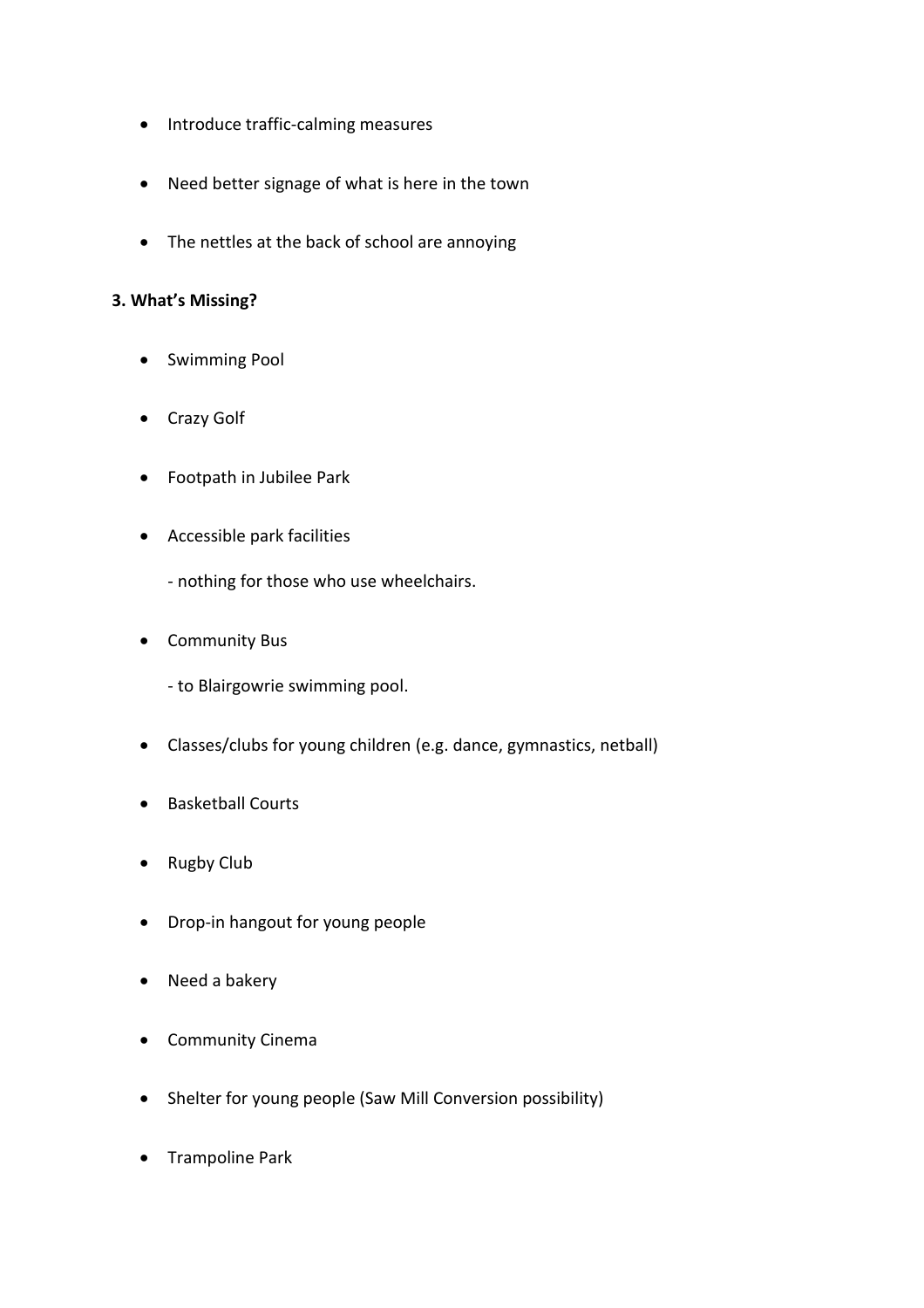- Introduce traffic-calming measures
- Need better signage of what is here in the town
- The nettles at the back of school are annoying

**3. What's Missing?**

- Swimming Pool
- Crazy Golf
- Footpath in Jubilee Park
- Accessible park facilities

  - nothing for those who use wheelchairs.

- Community Bus

  - to Blairgowrie swimming pool.

- Classes/clubs for young children (e.g. dance, gymnastics, netball)
- Basketball Courts
- Rugby Club
- Drop-in hangout for young people
- Need a bakery
- Community Cinema
- Shelter for young people (Saw Mill Conversion possibility)
- Trampoline Park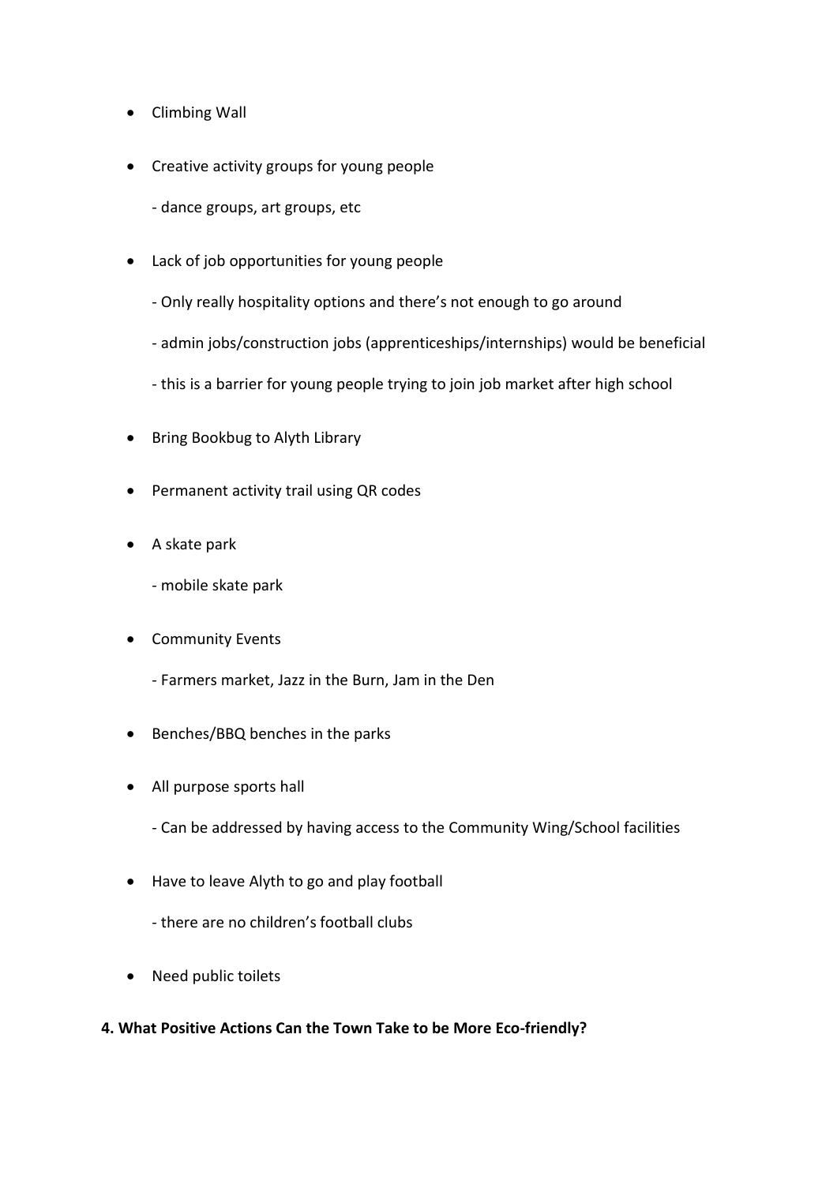- Climbing Wall
- Creative activity groups for young people
  - dance groups, art groups, etc
- Lack of job opportunities for young people
  - Only really hospitality options and there's not enough to go around
  - admin jobs/construction jobs (apprenticeships/internships) would be beneficial
  - this is a barrier for young people trying to join job market after high school
- Bring Bookbug to Alyth Library
- Permanent activity trail using QR codes
- A skate park
  - mobile skate park
- Community Events
  - Farmers market, Jazz in the Burn, Jam in the Den
- Benches/BBQ benches in the parks
- All purpose sports hall
  - Can be addressed by having access to the Community Wing/School facilities
- Have to leave Alyth to go and play football
  - there are no children's football clubs
- Need public toilets

**4. What Positive Actions Can the Town Take to be More Eco-friendly?**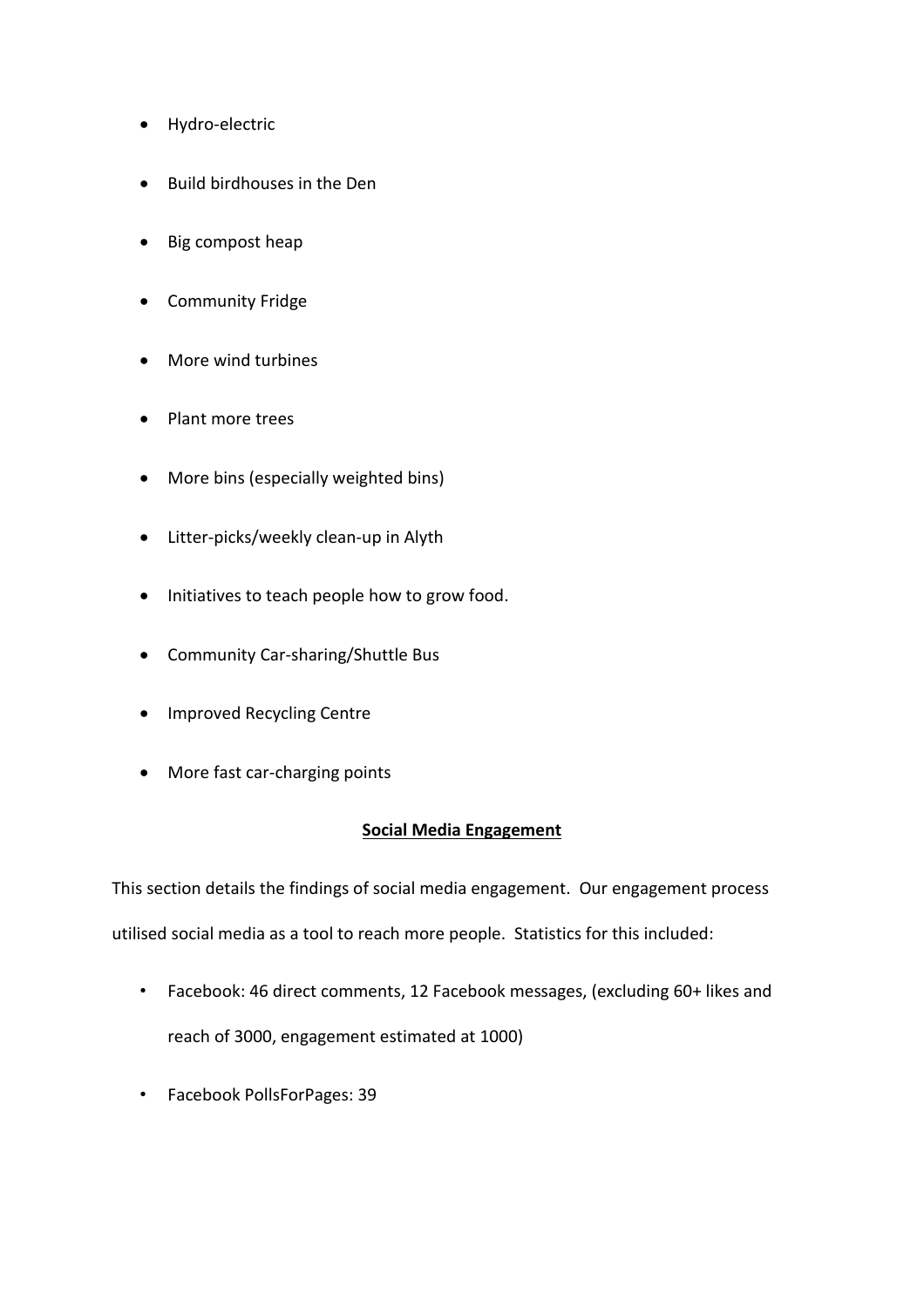- Hydro-electric
- Build birdhouses in the Den
- Big compost heap
- Community Fridge
- More wind turbines
- Plant more trees
- More bins (especially weighted bins)
- Litter-picks/weekly clean-up in Alyth
- Initiatives to teach people how to grow food.
- Community Car-sharing/Shuttle Bus
- Improved Recycling Centre
- More fast car-charging points

## **Social Media Engagement**

This section details the findings of social media engagement. Our engagement process utilised social media as a tool to reach more people. Statistics for this included:

- Facebook: 46 direct comments, 12 Facebook messages, (excluding 60+ likes and reach of 3000, engagement estimated at 1000)
- Facebook PollsForPages: 39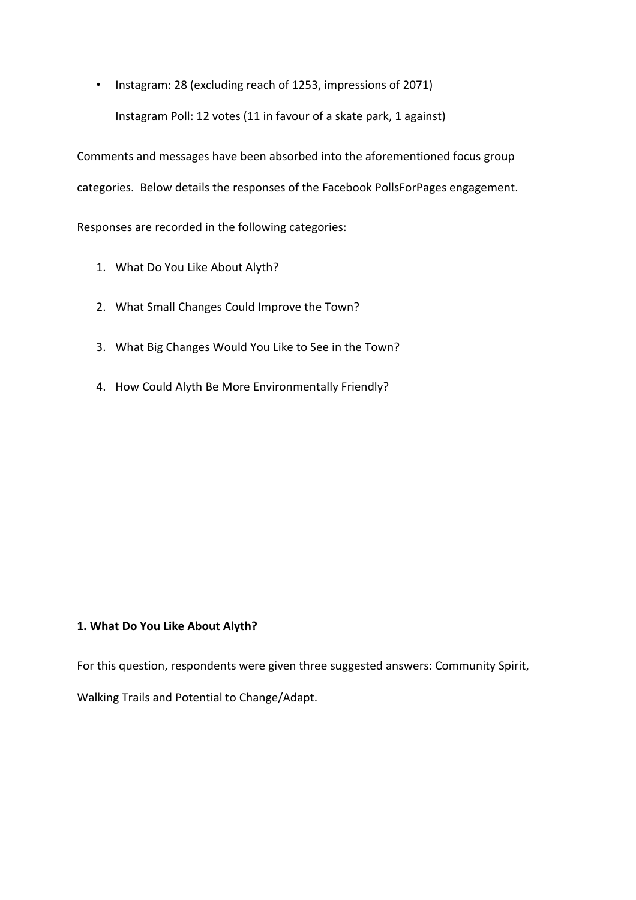- Instagram: 28 (excluding reach of 1253, impressions of 2071)

  Instagram Poll: 12 votes (11 in favour of a skate park, 1 against)

Comments and messages have been absorbed into the aforementioned focus group categories. Below details the responses of the Facebook PollsForPages engagement.

Responses are recorded in the following categories:

1. What Do You Like About Alyth?
2. What Small Changes Could Improve the Town?
3. What Big Changes Would You Like to See in the Town?
4. How Could Alyth Be More Environmentally Friendly?

**1. What Do You Like About Alyth?**

For this question, respondents were given three suggested answers: Community Spirit, Walking Trails and Potential to Change/Adapt.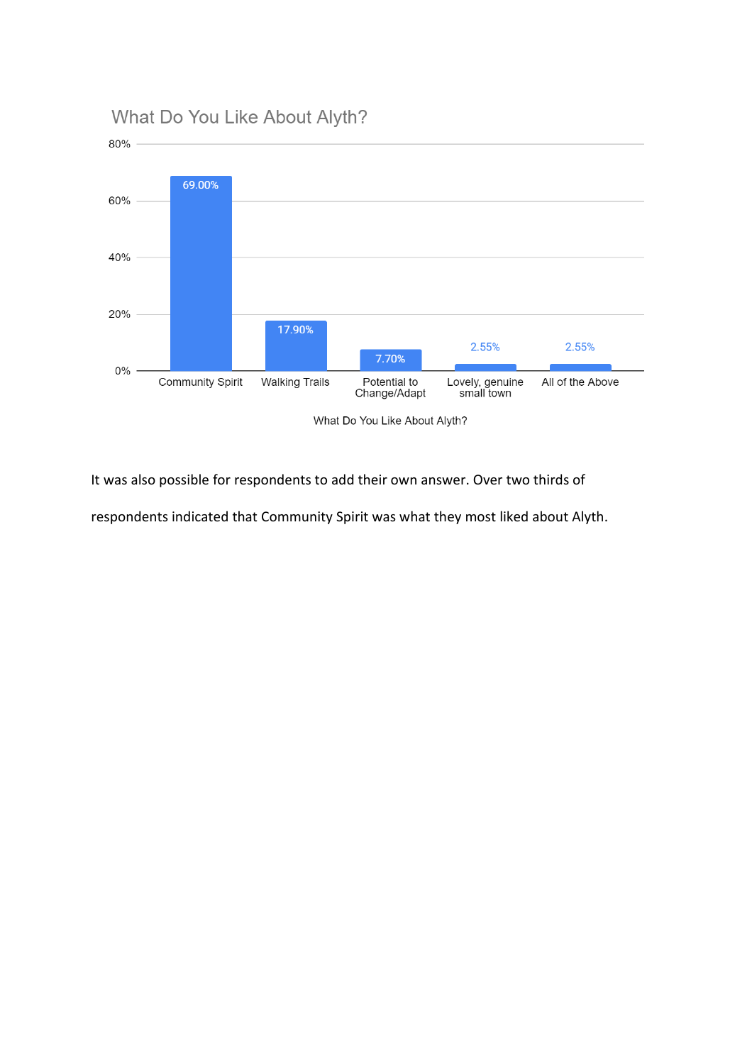What Do You Like About Alyth?

| What Do You Like About Alyth? | Percentage |
|---|---|
| Community Spirit | 69.00% |
| Walking Trails | 17.90% |
| Potential to Change/Adapt | 7.70% |
| Lovely, genuine small town | 2.55% |
| All of the Above | 2.55% |

It was also possible for respondents to add their own answer. Over two thirds of respondents indicated that Community Spirit was what they most liked about Alyth.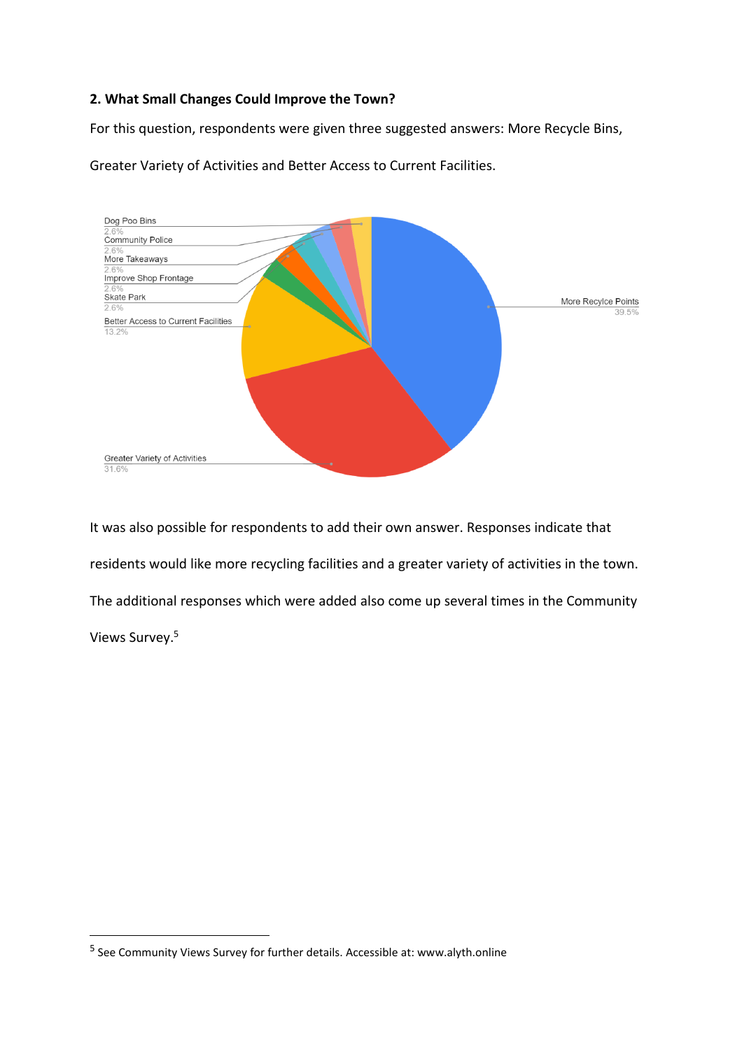**2. What Small Changes Could Improve the Town?**

For this question, respondents were given three suggested answers: More Recycle Bins, Greater Variety of Activities and Better Access to Current Facilities.

| Response | Percentage |
| --- | --- |
| More Recylce Points | 39.5% |
| Greater Variety of Activities | 31.6% |
| Better Access to Current Facilities | 13.2% |
| Skate Park | 2.6% |
| Improve Shop Frontage | 2.6% |
| More Takeaways | 2.6% |
| Community Police | 2.6% |
| Dog Poo Bins | 2.6% |

It was also possible for respondents to add their own answer. Responses indicate that residents would like more recycling facilities and a greater variety of activities in the town. The additional responses which were added also come up several times in the Community Views Survey.[5]

---

[5] See Community Views Survey for further details. Accessible at: www.alyth.online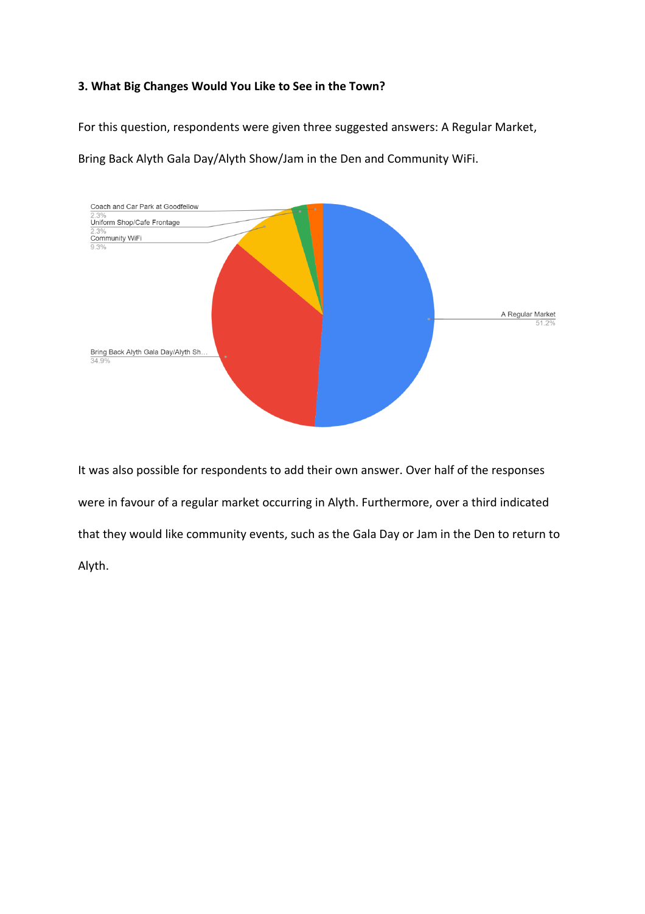**3. What Big Changes Would You Like to See in the Town?**

For this question, respondents were given three suggested answers: A Regular Market, Bring Back Alyth Gala Day/Alyth Show/Jam in the Den and Community WiFi.

Coach and Car Park at Goodfellow
2.3%
Uniform Shop/Cafe Frontage
2.3%
Community WiFi
9.3%
A Regular Market
51.2%
Bring Back Alyth Gala Day/Alyth Sh...
34.9%

It was also possible for respondents to add their own answer. Over half of the responses were in favour of a regular market occurring in Alyth. Furthermore, over a third indicated that they would like community events, such as the Gala Day or Jam in the Den to return to Alyth.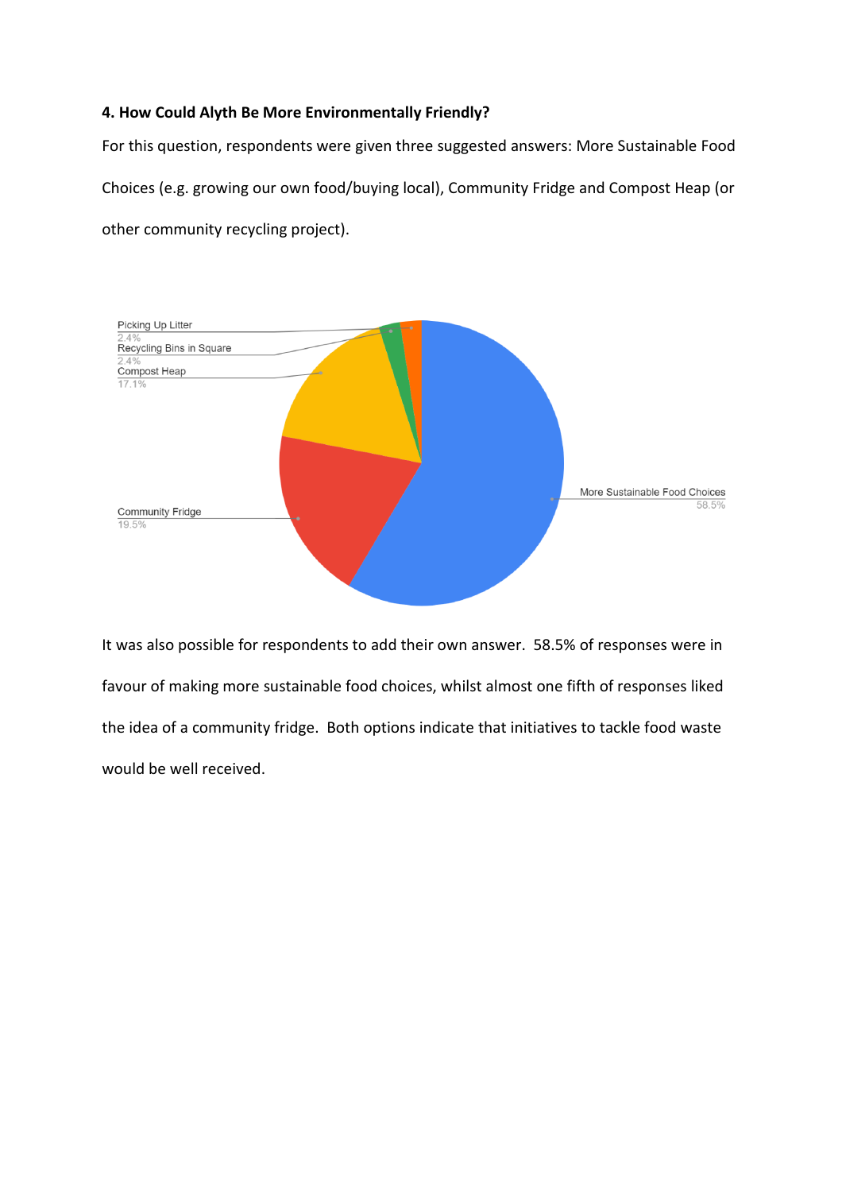**4. How Could Alyth Be More Environmentally Friendly?**

For this question, respondents were given three suggested answers: More Sustainable Food Choices (e.g. growing our own food/buying local), Community Fridge and Compost Heap (or other community recycling project).

Picking Up Litter 2.4%
Recycling Bins in Square 2.4%
Compost Heap 17.1%
Community Fridge 19.5%
More Sustainable Food Choices 58.5%

It was also possible for respondents to add their own answer. 58.5% of responses were in favour of making more sustainable food choices, whilst almost one fifth of responses liked the idea of a community fridge. Both options indicate that initiatives to tackle food waste would be well received.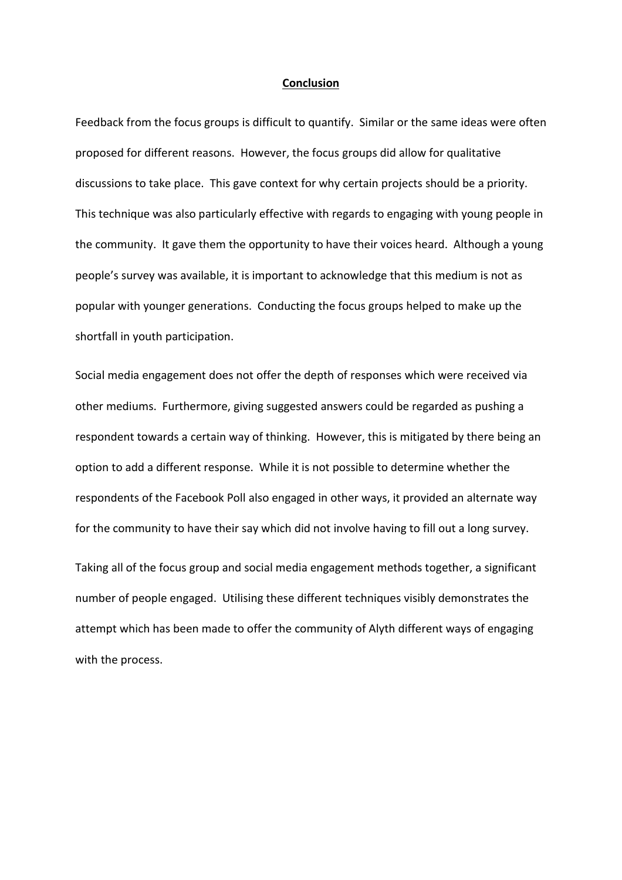## **Conclusion**

Feedback from the focus groups is difficult to quantify. Similar or the same ideas were often proposed for different reasons. However, the focus groups did allow for qualitative discussions to take place. This gave context for why certain projects should be a priority. This technique was also particularly effective with regards to engaging with young people in the community. It gave them the opportunity to have their voices heard. Although a young people's survey was available, it is important to acknowledge that this medium is not as popular with younger generations. Conducting the focus groups helped to make up the shortfall in youth participation.

Social media engagement does not offer the depth of responses which were received via other mediums. Furthermore, giving suggested answers could be regarded as pushing a respondent towards a certain way of thinking. However, this is mitigated by there being an option to add a different response. While it is not possible to determine whether the respondents of the Facebook Poll also engaged in other ways, it provided an alternate way for the community to have their say which did not involve having to fill out a long survey.

Taking all of the focus group and social media engagement methods together, a significant number of people engaged. Utilising these different techniques visibly demonstrates the attempt which has been made to offer the community of Alyth different ways of engaging with the process.